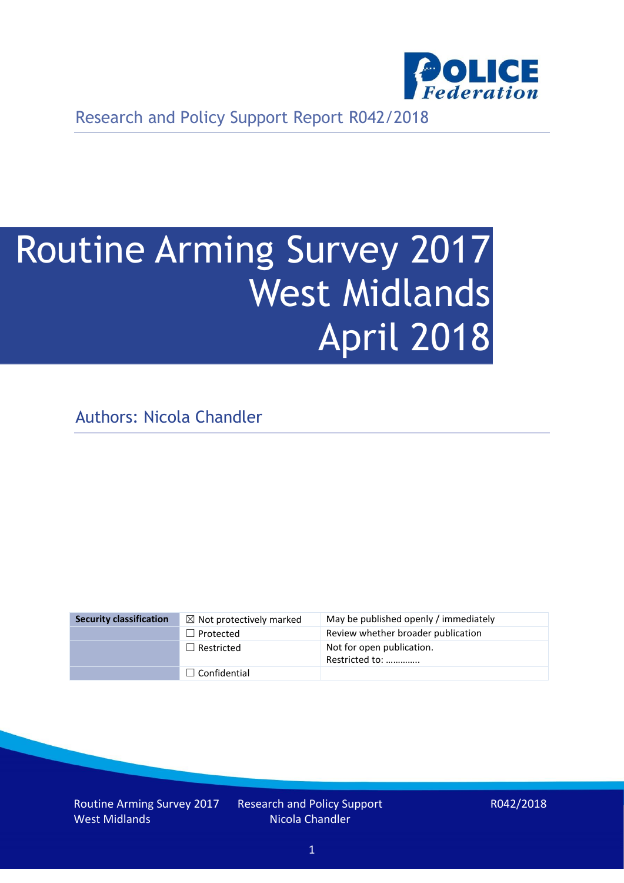Research and Policy Support Report R042/2018

# Routine Arming Survey 2017 West Midlands April 2018

Authors: Nicola Chandler

| Security classification | ☒ Not protectively marked | May be published openly / immediately |
|---|---|---|
| | ☐ Protected | Review whether broader publication |
| | ☐ Restricted | Not for open publication. Restricted to: ………….. |
| | ☐ Confidential | |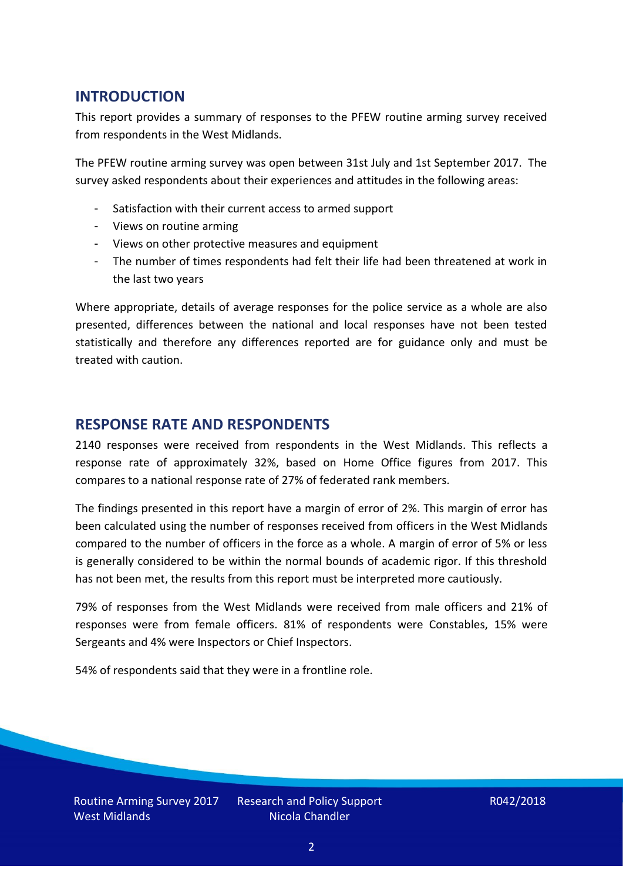## INTRODUCTION

This report provides a summary of responses to the PFEW routine arming survey received from respondents in the West Midlands.

The PFEW routine arming survey was open between 31st July and 1st September 2017. The survey asked respondents about their experiences and attitudes in the following areas:

- Satisfaction with their current access to armed support
- Views on routine arming
- Views on other protective measures and equipment
- The number of times respondents had felt their life had been threatened at work in the last two years

Where appropriate, details of average responses for the police service as a whole are also presented, differences between the national and local responses have not been tested statistically and therefore any differences reported are for guidance only and must be treated with caution.

## RESPONSE RATE AND RESPONDENTS

2140 responses were received from respondents in the West Midlands. This reflects a response rate of approximately 32%, based on Home Office figures from 2017. This compares to a national response rate of 27% of federated rank members.

The findings presented in this report have a margin of error of 2%. This margin of error has been calculated using the number of responses received from officers in the West Midlands compared to the number of officers in the force as a whole. A margin of error of 5% or less is generally considered to be within the normal bounds of academic rigor. If this threshold has not been met, the results from this report must be interpreted more cautiously.

79% of responses from the West Midlands were received from male officers and 21% of responses were from female officers. 81% of respondents were Constables, 15% were Sergeants and 4% were Inspectors or Chief Inspectors.

54% of respondents said that they were in a frontline role.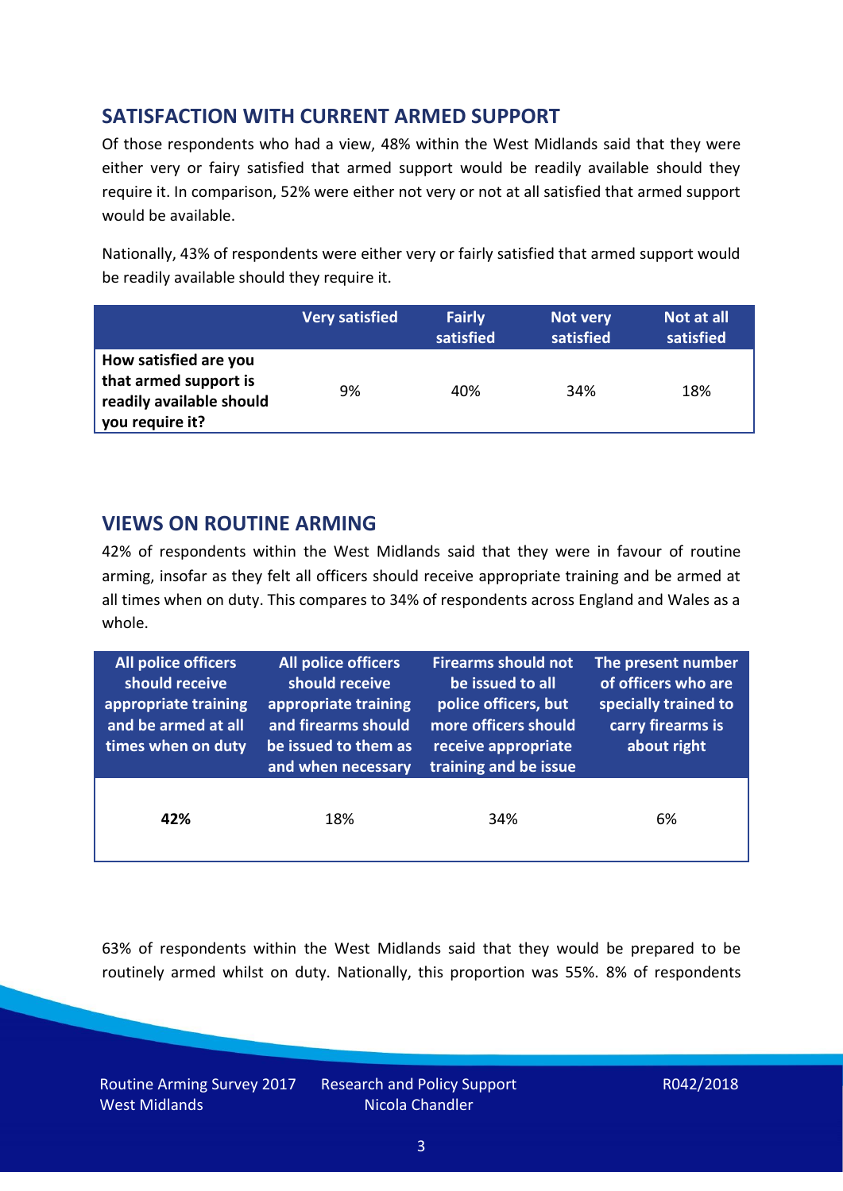## SATISFACTION WITH CURRENT ARMED SUPPORT

Of those respondents who had a view, 48% within the West Midlands said that they were either very or fairy satisfied that armed support would be readily available should they require it. In comparison, 52% were either not very or not at all satisfied that armed support would be available.

Nationally, 43% of respondents were either very or fairly satisfied that armed support would be readily available should they require it.

| | Very satisfied | Fairly satisfied | Not very satisfied | Not at all satisfied |
|---|---|---|---|---|
| **How satisfied are you that armed support is readily available should you require it?** | 9% | 40% | 34% | 18% |

## VIEWS ON ROUTINE ARMING

42% of respondents within the West Midlands said that they were in favour of routine arming, insofar as they felt all officers should receive appropriate training and be armed at all times when on duty. This compares to 34% of respondents across England and Wales as a whole.

| All police officers should receive appropriate training and be armed at all times when on duty | All police officers should receive appropriate training and firearms should be issued to them as and when necessary | Firearms should not be issued to all police officers, but more officers should receive appropriate training and be issue | The present number of officers who are specially trained to carry firearms is about right |
|---|---|---|---|
| **42%** | 18% | 34% | 6% |

63% of respondents within the West Midlands said that they would be prepared to be routinely armed whilst on duty. Nationally, this proportion was 55%. 8% of respondents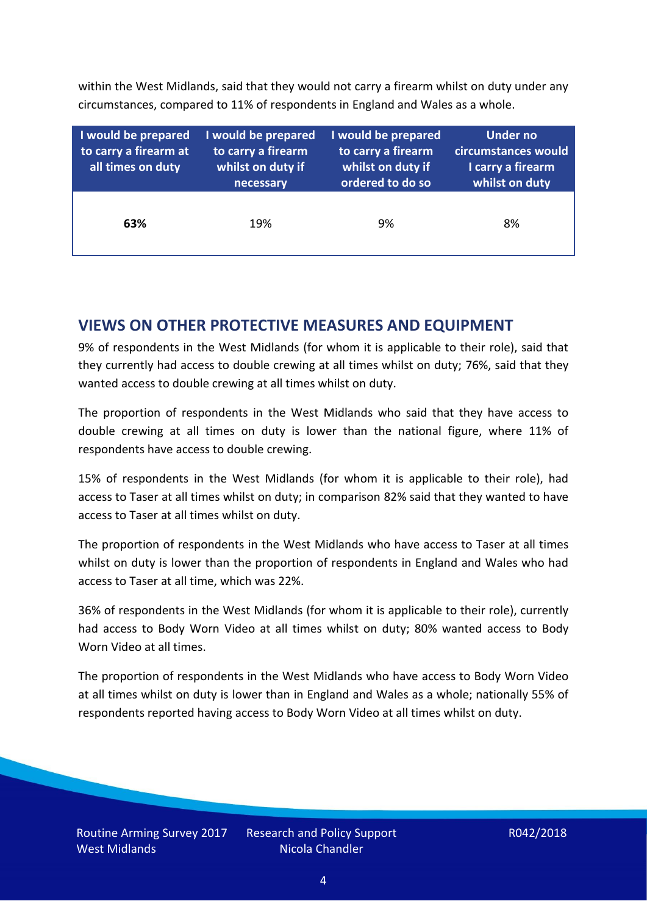within the West Midlands, said that they would not carry a firearm whilst on duty under any circumstances, compared to 11% of respondents in England and Wales as a whole.

| I would be prepared to carry a firearm at all times on duty | I would be prepared to carry a firearm whilst on duty if necessary | I would be prepared to carry a firearm whilst on duty if ordered to do so | Under no circumstances would I carry a firearm whilst on duty |
|---|---|---|---|
| **63%** | 19% | 9% | 8% |

## VIEWS ON OTHER PROTECTIVE MEASURES AND EQUIPMENT

9% of respondents in the West Midlands (for whom it is applicable to their role), said that they currently had access to double crewing at all times whilst on duty; 76%, said that they wanted access to double crewing at all times whilst on duty.

The proportion of respondents in the West Midlands who said that they have access to double crewing at all times on duty is lower than the national figure, where 11% of respondents have access to double crewing.

15% of respondents in the West Midlands (for whom it is applicable to their role), had access to Taser at all times whilst on duty; in comparison 82% said that they wanted to have access to Taser at all times whilst on duty.

The proportion of respondents in the West Midlands who have access to Taser at all times whilst on duty is lower than the proportion of respondents in England and Wales who had access to Taser at all time, which was 22%.

36% of respondents in the West Midlands (for whom it is applicable to their role), currently had access to Body Worn Video at all times whilst on duty; 80% wanted access to Body Worn Video at all times.

The proportion of respondents in the West Midlands who have access to Body Worn Video at all times whilst on duty is lower than in England and Wales as a whole; nationally 55% of respondents reported having access to Body Worn Video at all times whilst on duty.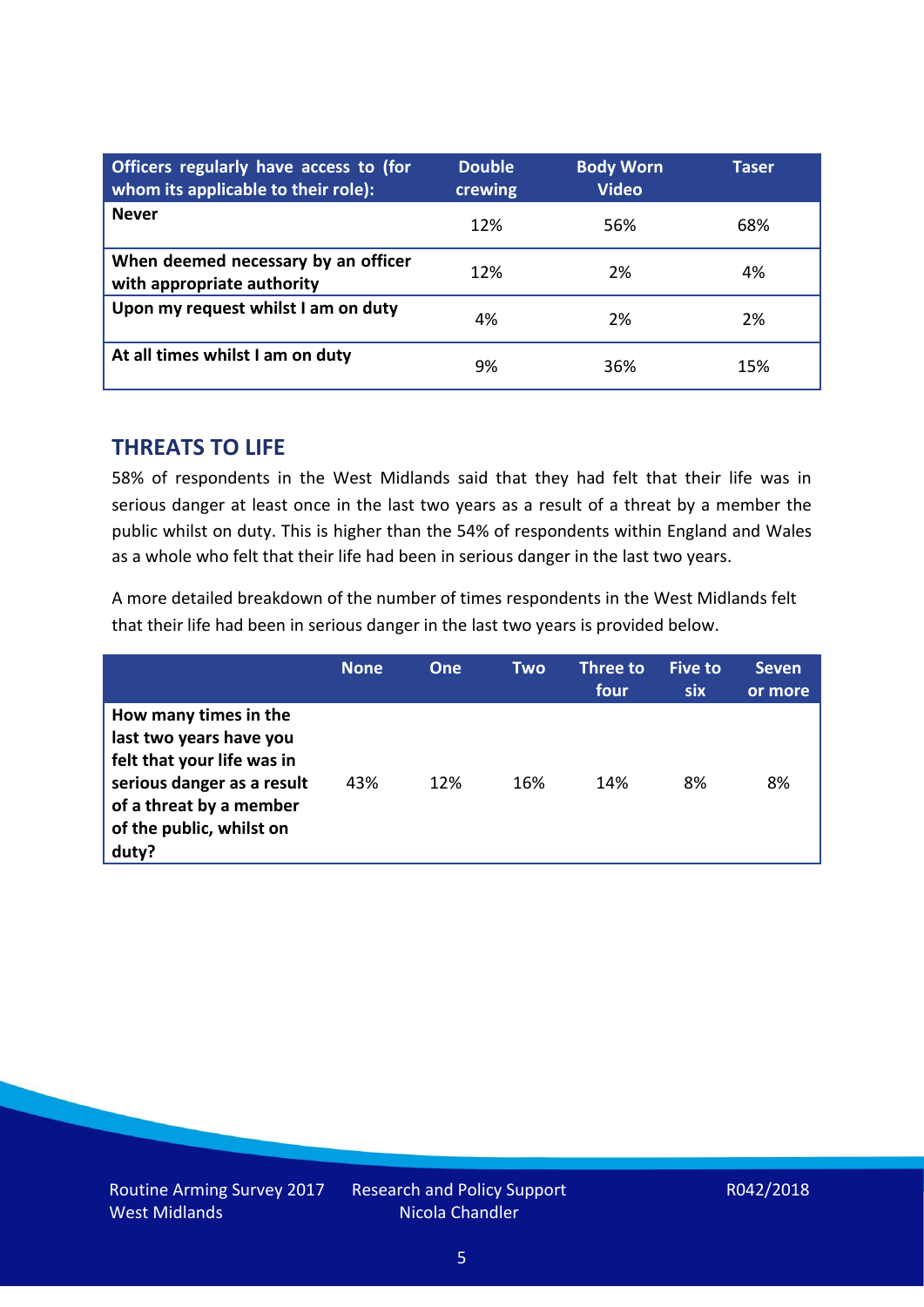| Officers regularly have access to (for whom its applicable to their role): | Double crewing | Body Worn Video | Taser |
|---|---|---|---|
| **Never** | 12% | 56% | 68% |
| **When deemed necessary by an officer with appropriate authority** | 12% | 2% | 4% |
| **Upon my request whilst I am on duty** | 4% | 2% | 2% |
| **At all times whilst I am on duty** | 9% | 36% | 15% |

## THREATS TO LIFE

58% of respondents in the West Midlands said that they had felt that their life was in serious danger at least once in the last two years as a result of a threat by a member the public whilst on duty. This is higher than the 54% of respondents within England and Wales as a whole who felt that their life had been in serious danger in the last two years.

A more detailed breakdown of the number of times respondents in the West Midlands felt that their life had been in serious danger in the last two years is provided below.

| | None | One | Two | Three to four | Five to six | Seven or more |
|---|---|---|---|---|---|---|
| **How many times in the last two years have you felt that your life was in serious danger as a result of a threat by a member of the public, whilst on duty?** | 43% | 12% | 16% | 14% | 8% | 8% |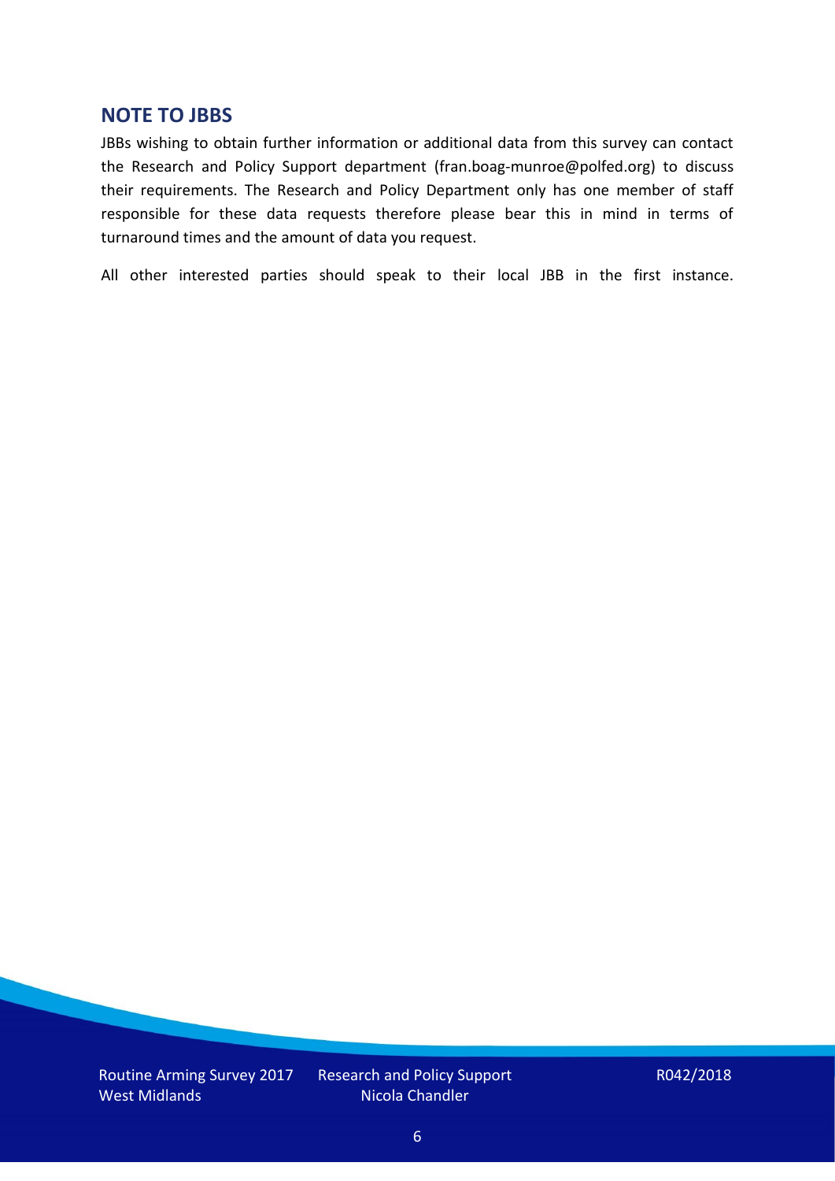## NOTE TO JBBS

JBBs wishing to obtain further information or additional data from this survey can contact the Research and Policy Support department (fran.boag-munroe@polfed.org) to discuss their requirements. The Research and Policy Department only has one member of staff responsible for these data requests therefore please bear this in mind in terms of turnaround times and the amount of data you request.

All other interested parties should speak to their local JBB in the first instance.